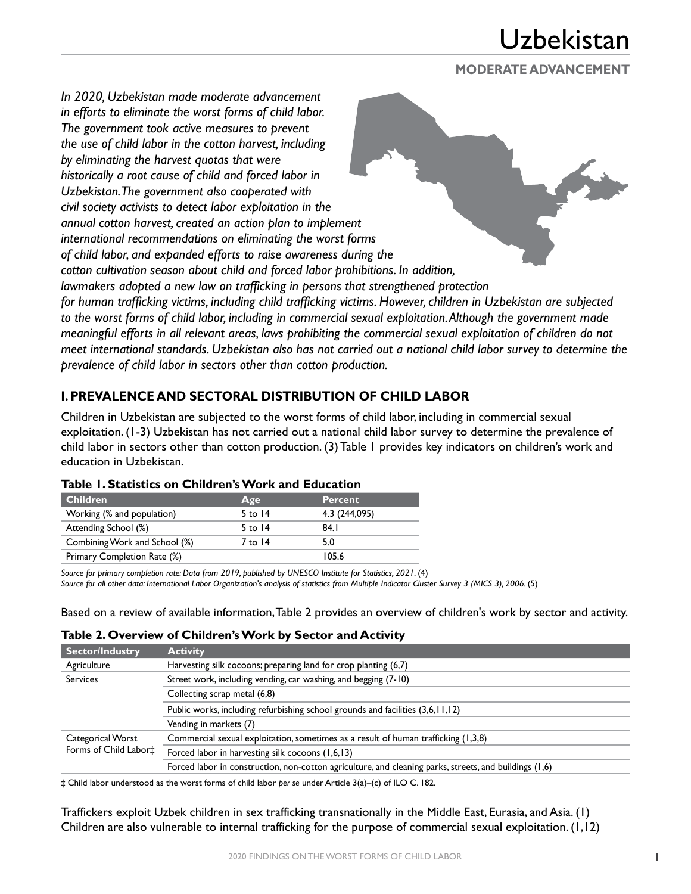# Uzbekistan

**MODERATE ADVANCEMENT**

*In 2020, Uzbekistan made moderate advancement in efforts to eliminate the worst forms of child labor. The government took active measures to prevent the use of child labor in the cotton harvest, including by eliminating the harvest quotas that were historically a root cause of child and forced labor in Uzbekistan. The government also cooperated with civil society activists to detect labor exploitation in the annual cotton harvest, created an action plan to implement international recommendations on eliminating the worst forms of child labor, and expanded efforts to raise awareness during the cotton cultivation season about child and forced labor prohibitions. In addition, lawmakers adopted a new law on trafficking in persons that strengthened protection for human trafficking victims, including child trafficking victims. However, children in Uzbekistan are subjected to the worst forms of child labor, including in commercial sexual exploitation. Although the government made meaningful efforts in all relevant areas, laws prohibiting the commercial sexual exploitation of children do not meet international standards. Uzbekistan also has not carried out a national child labor survey to determine the prevalence of child labor in sectors other than cotton production.*

## I. PREVALENCE AND SECTORAL DISTRIBUTION OF CHILD LABOR

Children in Uzbekistan are subjected to the worst forms of child labor, including in commercial sexual exploitation. (1-3) Uzbekistan has not carried out a national child labor survey to determine the prevalence of child labor in sectors other than cotton production. (3) Table 1 provides key indicators on children's work and education in Uzbekistan.

**Table 1. Statistics on Children's Work and Education**

| Children | Age | Percent |
|---|---|---|
| Working (% and population) | 5 to 14 | 4.3 (244,095) |
| Attending School (%) | 5 to 14 | 84.1 |
| Combining Work and School (%) | 7 to 14 | 5.0 |
| Primary Completion Rate (%) | | 105.6 |

*Source for primary completion rate: Data from 2019, published by UNESCO Institute for Statistics, 2021.* (4)
*Source for all other data: International Labor Organization's analysis of statistics from Multiple Indicator Cluster Survey 3 (MICS 3), 2006.* (5)

Based on a review of available information, Table 2 provides an overview of children's work by sector and activity.

**Table 2. Overview of Children's Work by Sector and Activity**

| Sector/Industry | Activity |
|---|---|
| Agriculture | Harvesting silk cocoons; preparing land for crop planting (6,7) |
| Services | Street work, including vending, car washing, and begging (7-10) |
| | Collecting scrap metal (6,8) |
| | Public works, including refurbishing school grounds and facilities (3,6,11,12) |
| | Vending in markets (7) |
| Categorical Worst Forms of Child Labor‡ | Commercial sexual exploitation, sometimes as a result of human trafficking (1,3,8) |
| | Forced labor in harvesting silk cocoons (1,6,13) |
| | Forced labor in construction, non-cotton agriculture, and cleaning parks, streets, and buildings (1,6) |

‡ Child labor understood as the worst forms of child labor *per se* under Article 3(a)–(c) of ILO C. 182.

Traffickers exploit Uzbek children in sex trafficking transnationally in the Middle East, Eurasia, and Asia. (1) Children are also vulnerable to internal trafficking for the purpose of commercial sexual exploitation. (1,12)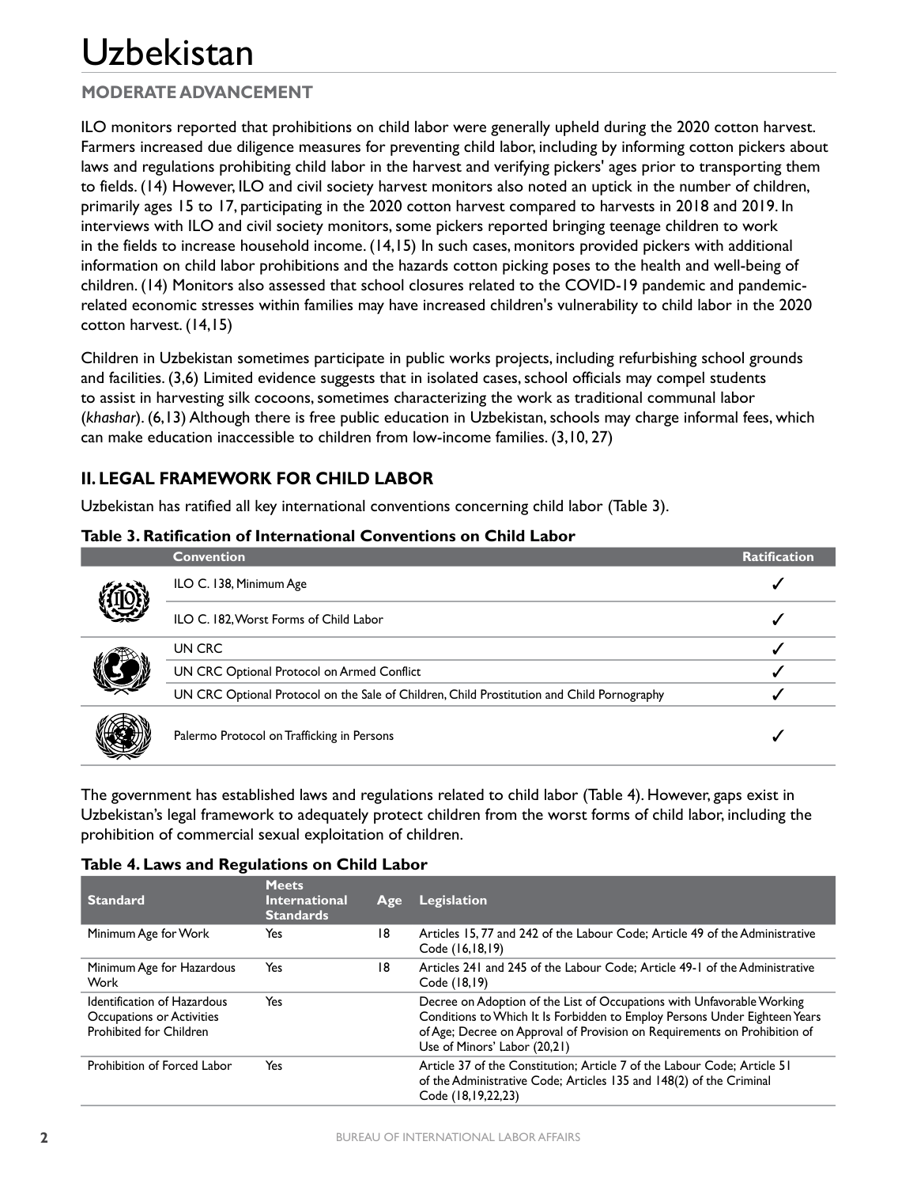# Uzbekistan

## MODERATE ADVANCEMENT

ILO monitors reported that prohibitions on child labor were generally upheld during the 2020 cotton harvest. Farmers increased due diligence measures for preventing child labor, including by informing cotton pickers about laws and regulations prohibiting child labor in the harvest and verifying pickers' ages prior to transporting them to fields. (14) However, ILO and civil society harvest monitors also noted an uptick in the number of children, primarily ages 15 to 17, participating in the 2020 cotton harvest compared to harvests in 2018 and 2019. In interviews with ILO and civil society monitors, some pickers reported bringing teenage children to work in the fields to increase household income. (14,15) In such cases, monitors provided pickers with additional information on child labor prohibitions and the hazards cotton picking poses to the health and well-being of children. (14) Monitors also assessed that school closures related to the COVID-19 pandemic and pandemic-related economic stresses within families may have increased children's vulnerability to child labor in the 2020 cotton harvest. (14,15)

Children in Uzbekistan sometimes participate in public works projects, including refurbishing school grounds and facilities. (3,6) Limited evidence suggests that in isolated cases, school officials may compel students to assist in harvesting silk cocoons, sometimes characterizing the work as traditional communal labor (*khashar*). (6,13) Although there is free public education in Uzbekistan, schools may charge informal fees, which can make education inaccessible to children from low-income families. (3,10, 27)

## II. LEGAL FRAMEWORK FOR CHILD LABOR

Uzbekistan has ratified all key international conventions concerning child labor (Table 3).

**Table 3. Ratification of International Conventions on Child Labor**

| Convention | Ratification |
|---|---|
| ILO C. 138, Minimum Age | ✓ |
| ILO C. 182, Worst Forms of Child Labor | ✓ |
| UN CRC | ✓ |
| UN CRC Optional Protocol on Armed Conflict | ✓ |
| UN CRC Optional Protocol on the Sale of Children, Child Prostitution and Child Pornography | ✓ |
| Palermo Protocol on Trafficking in Persons | ✓ |

The government has established laws and regulations related to child labor (Table 4). However, gaps exist in Uzbekistan's legal framework to adequately protect children from the worst forms of child labor, including the prohibition of commercial sexual exploitation of children.

**Table 4. Laws and Regulations on Child Labor**

| Standard | Meets International Standards | Age | Legislation |
|---|---|---|---|
| Minimum Age for Work | Yes | 18 | Articles 15, 77 and 242 of the Labour Code; Article 49 of the Administrative Code (16,18,19) |
| Minimum Age for Hazardous Work | Yes | 18 | Articles 241 and 245 of the Labour Code; Article 49-1 of the Administrative Code (18,19) |
| Identification of Hazardous Occupations or Activities Prohibited for Children | Yes | | Decree on Adoption of the List of Occupations with Unfavorable Working Conditions to Which It Is Forbidden to Employ Persons Under Eighteen Years of Age; Decree on Approval of Provision on Requirements on Prohibition of Use of Minors' Labor (20,21) |
| Prohibition of Forced Labor | Yes | | Article 37 of the Constitution; Article 7 of the Labour Code; Article 51 of the Administrative Code; Articles 135 and 148(2) of the Criminal Code (18,19,22,23) |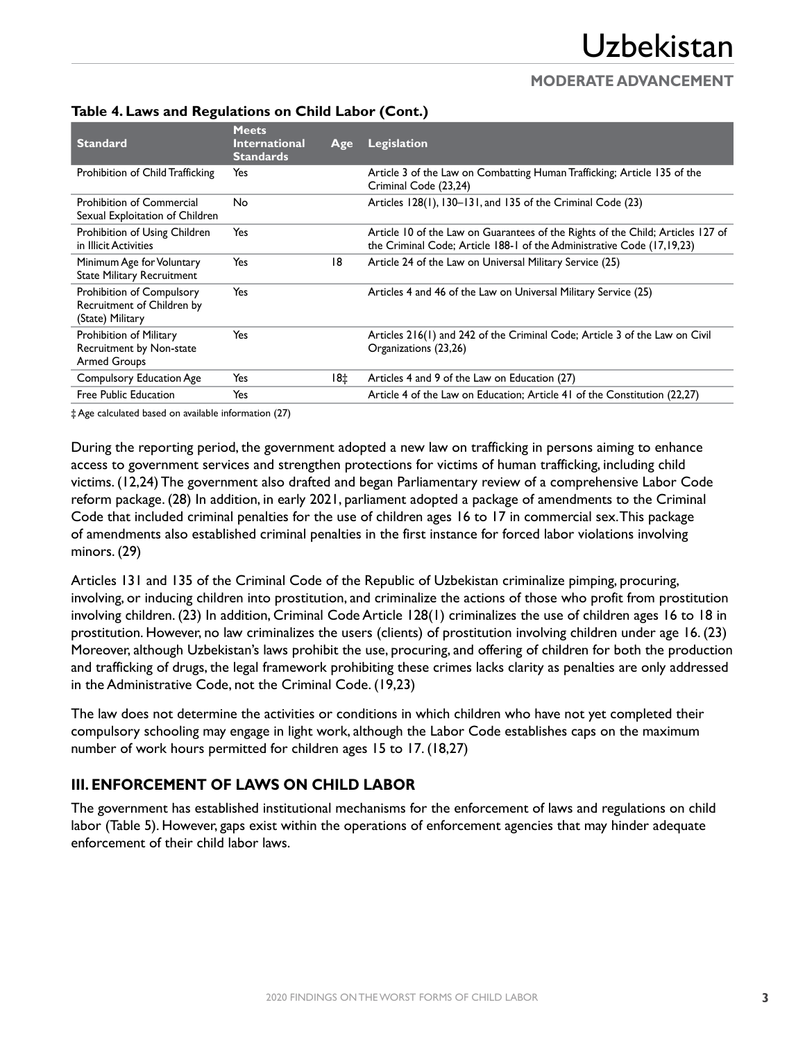**Table 4. Laws and Regulations on Child Labor (Cont.)**

| Standard | Meets International Standards | Age | Legislation |
|---|---|---|---|
| Prohibition of Child Trafficking | Yes | | Article 3 of the Law on Combatting Human Trafficking; Article 135 of the Criminal Code (23,24) |
| Prohibition of Commercial Sexual Exploitation of Children | No | | Articles 128(1), 130–131, and 135 of the Criminal Code (23) |
| Prohibition of Using Children in Illicit Activities | Yes | | Article 10 of the Law on Guarantees of the Rights of the Child; Articles 127 of the Criminal Code; Article 188-1 of the Administrative Code (17,19,23) |
| Minimum Age for Voluntary State Military Recruitment | Yes | 18 | Article 24 of the Law on Universal Military Service (25) |
| Prohibition of Compulsory Recruitment of Children by (State) Military | Yes | | Articles 4 and 46 of the Law on Universal Military Service (25) |
| Prohibition of Military Recruitment by Non-state Armed Groups | Yes | | Articles 216(1) and 242 of the Criminal Code; Article 3 of the Law on Civil Organizations (23,26) |
| Compulsory Education Age | Yes | 18‡ | Articles 4 and 9 of the Law on Education (27) |
| Free Public Education | Yes | | Article 4 of the Law on Education; Article 41 of the Constitution (22,27) |

‡ Age calculated based on available information (27)

During the reporting period, the government adopted a new law on trafficking in persons aiming to enhance access to government services and strengthen protections for victims of human trafficking, including child victims. (12,24) The government also drafted and began Parliamentary review of a comprehensive Labor Code reform package. (28) In addition, in early 2021, parliament adopted a package of amendments to the Criminal Code that included criminal penalties for the use of children ages 16 to 17 in commercial sex. This package of amendments also established criminal penalties in the first instance for forced labor violations involving minors. (29)

Articles 131 and 135 of the Criminal Code of the Republic of Uzbekistan criminalize pimping, procuring, involving, or inducing children into prostitution, and criminalize the actions of those who profit from prostitution involving children. (23) In addition, Criminal Code Article 128(1) criminalizes the use of children ages 16 to 18 in prostitution. However, no law criminalizes the users (clients) of prostitution involving children under age 16. (23) Moreover, although Uzbekistan's laws prohibit the use, procuring, and offering of children for both the production and trafficking of drugs, the legal framework prohibiting these crimes lacks clarity as penalties are only addressed in the Administrative Code, not the Criminal Code. (19,23)

The law does not determine the activities or conditions in which children who have not yet completed their compulsory schooling may engage in light work, although the Labor Code establishes caps on the maximum number of work hours permitted for children ages 15 to 17. (18,27)

## III. ENFORCEMENT OF LAWS ON CHILD LABOR

The government has established institutional mechanisms for the enforcement of laws and regulations on child labor (Table 5). However, gaps exist within the operations of enforcement agencies that may hinder adequate enforcement of their child labor laws.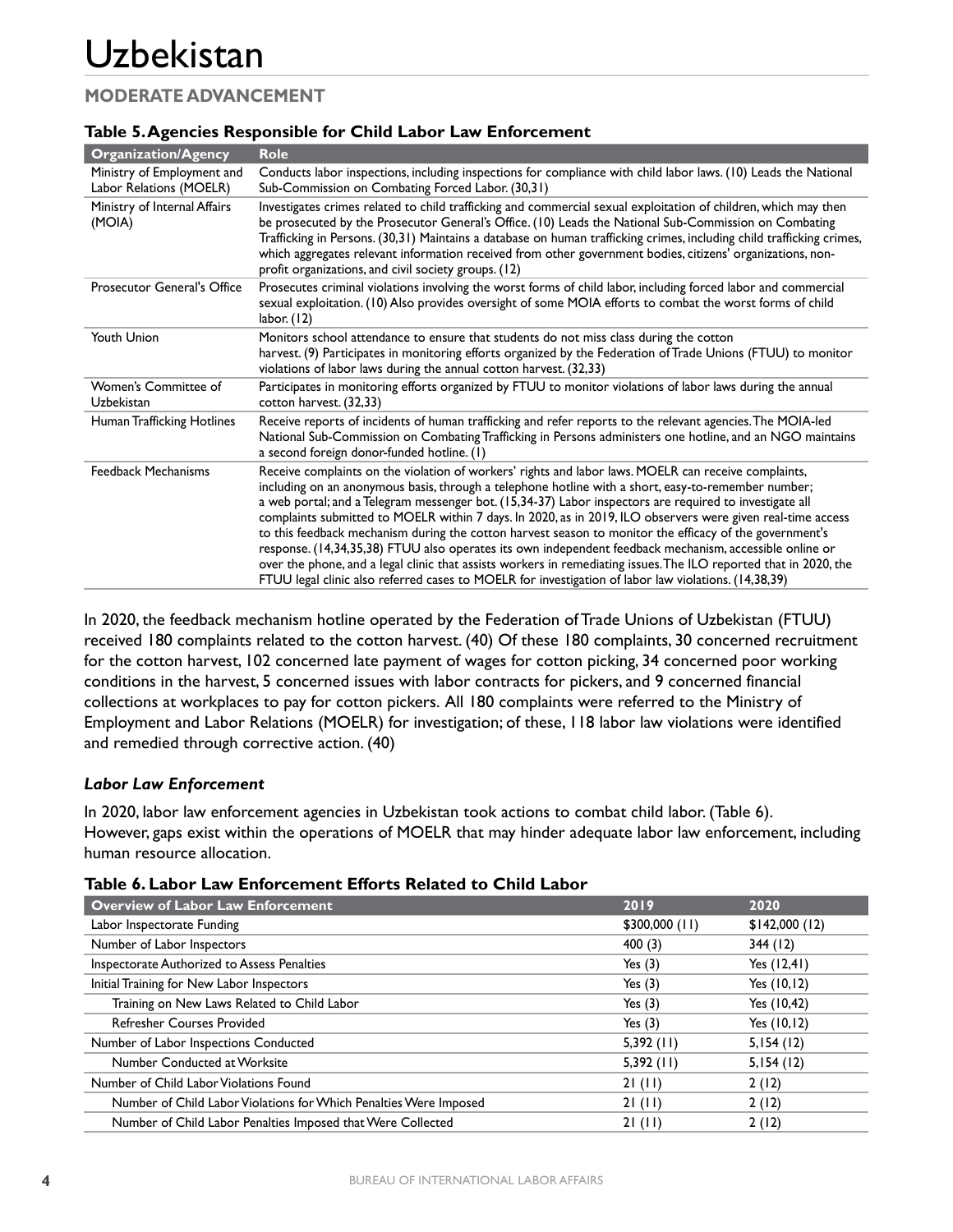# Uzbekistan

## MODERATE ADVANCEMENT

**Table 5. Agencies Responsible for Child Labor Law Enforcement**

| Organization/Agency | Role |
|---|---|
| Ministry of Employment and Labor Relations (MOELR) | Conducts labor inspections, including inspections for compliance with child labor laws. (10) Leads the National Sub-Commission on Combating Forced Labor. (30,31) |
| Ministry of Internal Affairs (MOIA) | Investigates crimes related to child trafficking and commercial sexual exploitation of children, which may then be prosecuted by the Prosecutor General's Office. (10) Leads the National Sub-Commission on Combating Trafficking in Persons. (30,31) Maintains a database on human trafficking crimes, including child trafficking crimes, which aggregates relevant information received from other government bodies, citizens' organizations, non-profit organizations, and civil society groups. (12) |
| Prosecutor General's Office | Prosecutes criminal violations involving the worst forms of child labor, including forced labor and commercial sexual exploitation. (10) Also provides oversight of some MOIA efforts to combat the worst forms of child labor. (12) |
| Youth Union | Monitors school attendance to ensure that students do not miss class during the cotton harvest. (9) Participates in monitoring efforts organized by the Federation of Trade Unions (FTUU) to monitor violations of labor laws during the annual cotton harvest. (32,33) |
| Women's Committee of Uzbekistan | Participates in monitoring efforts organized by FTUU to monitor violations of labor laws during the annual cotton harvest. (32,33) |
| Human Trafficking Hotlines | Receive reports of incidents of human trafficking and refer reports to the relevant agencies. The MOIA-led National Sub-Commission on Combating Trafficking in Persons administers one hotline, and an NGO maintains a second foreign donor-funded hotline. (1) |
| Feedback Mechanisms | Receive complaints on the violation of workers' rights and labor laws. MOELR can receive complaints, including on an anonymous basis, through a telephone hotline with a short, easy-to-remember number; a web portal; and a Telegram messenger bot. (15,34-37) Labor inspectors are required to investigate all complaints submitted to MOELR within 7 days. In 2020, as in 2019, ILO observers were given real-time access to this feedback mechanism during the cotton harvest season to monitor the efficacy of the government's response. (14,34,35,38) FTUU also operates its own independent feedback mechanism, accessible online or over the phone, and a legal clinic that assists workers in remediating issues. The ILO reported that in 2020, the FTUU legal clinic also referred cases to MOELR for investigation of labor law violations. (14,38,39) |

In 2020, the feedback mechanism hotline operated by the Federation of Trade Unions of Uzbekistan (FTUU) received 180 complaints related to the cotton harvest. (40) Of these 180 complaints, 30 concerned recruitment for the cotton harvest, 102 concerned late payment of wages for cotton picking, 34 concerned poor working conditions in the harvest, 5 concerned issues with labor contracts for pickers, and 9 concerned financial collections at workplaces to pay for cotton pickers. All 180 complaints were referred to the Ministry of Employment and Labor Relations (MOELR) for investigation; of these, 118 labor law violations were identified and remedied through corrective action. (40)

### *Labor Law Enforcement*

In 2020, labor law enforcement agencies in Uzbekistan took actions to combat child labor. (Table 6). However, gaps exist within the operations of MOELR that may hinder adequate labor law enforcement, including human resource allocation.

**Table 6. Labor Law Enforcement Efforts Related to Child Labor**

| Overview of Labor Law Enforcement | 2019 | 2020 |
|---|---|---|
| Labor Inspectorate Funding | $300,000 (11) | $142,000 (12) |
| Number of Labor Inspectors | 400 (3) | 344 (12) |
| Inspectorate Authorized to Assess Penalties | Yes (3) | Yes (12,41) |
| Initial Training for New Labor Inspectors | Yes (3) | Yes (10,12) |
| Training on New Laws Related to Child Labor | Yes (3) | Yes (10,42) |
| Refresher Courses Provided | Yes (3) | Yes (10,12) |
| Number of Labor Inspections Conducted | 5,392 (11) | 5,154 (12) |
| Number Conducted at Worksite | 5,392 (11) | 5,154 (12) |
| Number of Child Labor Violations Found | 21 (11) | 2 (12) |
| Number of Child Labor Violations for Which Penalties Were Imposed | 21 (11) | 2 (12) |
| Number of Child Labor Penalties Imposed that Were Collected | 21 (11) | 2 (12) |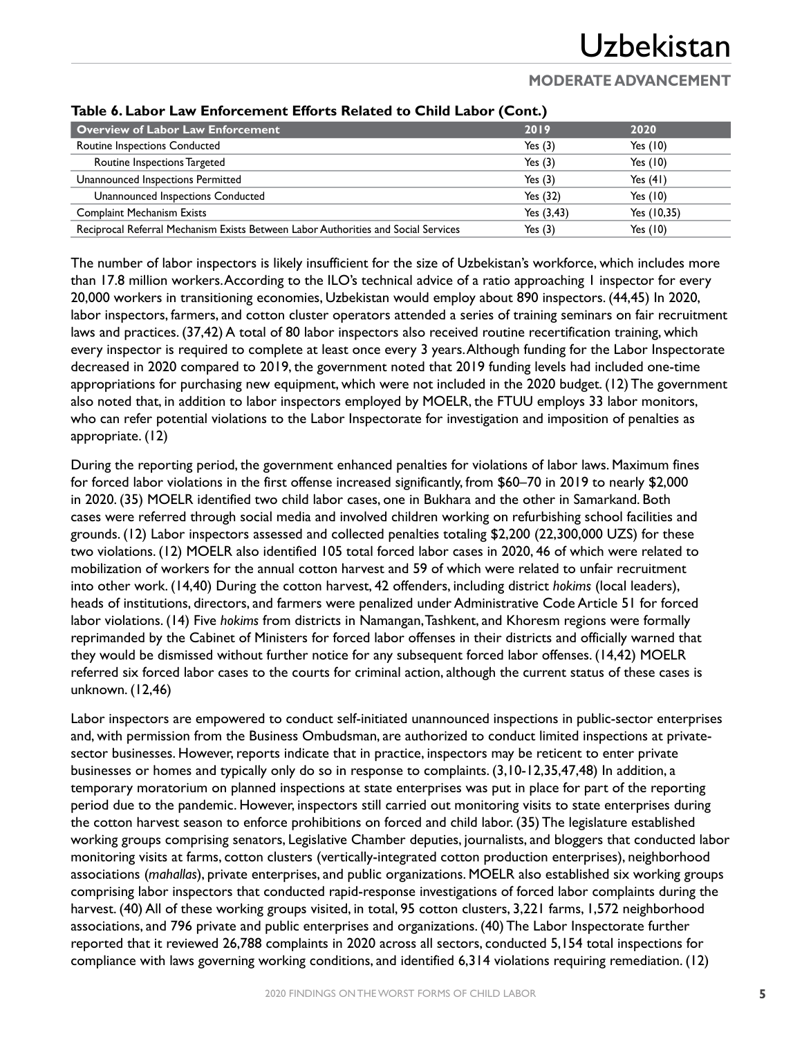**Table 6. Labor Law Enforcement Efforts Related to Child Labor (Cont.)**

| Overview of Labor Law Enforcement | 2019 | 2020 |
| --- | --- | --- |
| Routine Inspections Conducted | Yes (3) | Yes (10) |
| Routine Inspections Targeted | Yes (3) | Yes (10) |
| Unannounced Inspections Permitted | Yes (3) | Yes (41) |
| Unannounced Inspections Conducted | Yes (32) | Yes (10) |
| Complaint Mechanism Exists | Yes (3,43) | Yes (10,35) |
| Reciprocal Referral Mechanism Exists Between Labor Authorities and Social Services | Yes (3) | Yes (10) |

The number of labor inspectors is likely insufficient for the size of Uzbekistan's workforce, which includes more than 17.8 million workers. According to the ILO's technical advice of a ratio approaching 1 inspector for every 20,000 workers in transitioning economies, Uzbekistan would employ about 890 inspectors. (44,45) In 2020, labor inspectors, farmers, and cotton cluster operators attended a series of training seminars on fair recruitment laws and practices. (37,42) A total of 80 labor inspectors also received routine recertification training, which every inspector is required to complete at least once every 3 years. Although funding for the Labor Inspectorate decreased in 2020 compared to 2019, the government noted that 2019 funding levels had included one-time appropriations for purchasing new equipment, which were not included in the 2020 budget. (12) The government also noted that, in addition to labor inspectors employed by MOELR, the FTUU employs 33 labor monitors, who can refer potential violations to the Labor Inspectorate for investigation and imposition of penalties as appropriate. (12)

During the reporting period, the government enhanced penalties for violations of labor laws. Maximum fines for forced labor violations in the first offense increased significantly, from $60–70 in 2019 to nearly $2,000 in 2020. (35) MOELR identified two child labor cases, one in Bukhara and the other in Samarkand. Both cases were referred through social media and involved children working on refurbishing school facilities and grounds. (12) Labor inspectors assessed and collected penalties totaling $2,200 (22,300,000 UZS) for these two violations. (12) MOELR also identified 105 total forced labor cases in 2020, 46 of which were related to mobilization of workers for the annual cotton harvest and 59 of which were related to unfair recruitment into other work. (14,40) During the cotton harvest, 42 offenders, including district *hokims* (local leaders), heads of institutions, directors, and farmers were penalized under Administrative Code Article 51 for forced labor violations. (14) Five *hokims* from districts in Namangan, Tashkent, and Khoresm regions were formally reprimanded by the Cabinet of Ministers for forced labor offenses in their districts and officially warned that they would be dismissed without further notice for any subsequent forced labor offenses. (14,42) MOELR referred six forced labor cases to the courts for criminal action, although the current status of these cases is unknown. (12,46)

Labor inspectors are empowered to conduct self-initiated unannounced inspections in public-sector enterprises and, with permission from the Business Ombudsman, are authorized to conduct limited inspections at private-sector businesses. However, reports indicate that in practice, inspectors may be reticent to enter private businesses or homes and typically only do so in response to complaints. (3,10-12,35,47,48) In addition, a temporary moratorium on planned inspections at state enterprises was put in place for part of the reporting period due to the pandemic. However, inspectors still carried out monitoring visits to state enterprises during the cotton harvest season to enforce prohibitions on forced and child labor. (35) The legislature established working groups comprising senators, Legislative Chamber deputies, journalists, and bloggers that conducted labor monitoring visits at farms, cotton clusters (vertically-integrated cotton production enterprises), neighborhood associations (*mahallas*), private enterprises, and public organizations. MOELR also established six working groups comprising labor inspectors that conducted rapid-response investigations of forced labor complaints during the harvest. (40) All of these working groups visited, in total, 95 cotton clusters, 3,221 farms, 1,572 neighborhood associations, and 796 private and public enterprises and organizations. (40) The Labor Inspectorate further reported that it reviewed 26,788 complaints in 2020 across all sectors, conducted 5,154 total inspections for compliance with laws governing working conditions, and identified 6,314 violations requiring remediation. (12)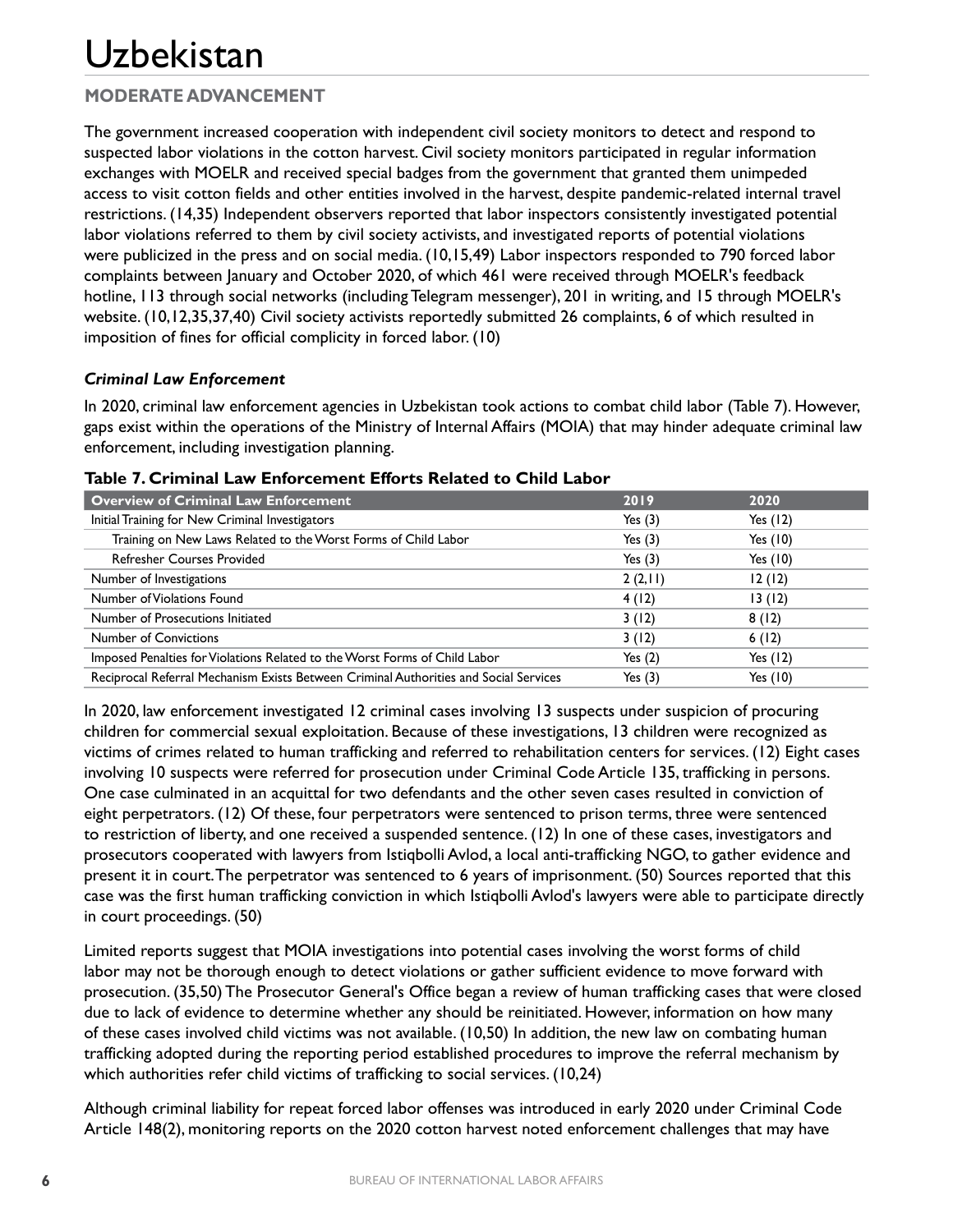# Uzbekistan

## MODERATE ADVANCEMENT

The government increased cooperation with independent civil society monitors to detect and respond to suspected labor violations in the cotton harvest. Civil society monitors participated in regular information exchanges with MOELR and received special badges from the government that granted them unimpeded access to visit cotton fields and other entities involved in the harvest, despite pandemic-related internal travel restrictions. (14,35) Independent observers reported that labor inspectors consistently investigated potential labor violations referred to them by civil society activists, and investigated reports of potential violations were publicized in the press and on social media. (10,15,49) Labor inspectors responded to 790 forced labor complaints between January and October 2020, of which 461 were received through MOELR's feedback hotline, 113 through social networks (including Telegram messenger), 201 in writing, and 15 through MOELR's website. (10,12,35,37,40) Civil society activists reportedly submitted 26 complaints, 6 of which resulted in imposition of fines for official complicity in forced labor. (10)

### *Criminal Law Enforcement*

In 2020, criminal law enforcement agencies in Uzbekistan took actions to combat child labor (Table 7). However, gaps exist within the operations of the Ministry of Internal Affairs (MOIA) that may hinder adequate criminal law enforcement, including investigation planning.

**Table 7. Criminal Law Enforcement Efforts Related to Child Labor**

| Overview of Criminal Law Enforcement | 2019 | 2020 |
|---|---|---|
| Initial Training for New Criminal Investigators | Yes (3) | Yes (12) |
| Training on New Laws Related to the Worst Forms of Child Labor | Yes (3) | Yes (10) |
| Refresher Courses Provided | Yes (3) | Yes (10) |
| Number of Investigations | 2 (2,11) | 12 (12) |
| Number of Violations Found | 4 (12) | 13 (12) |
| Number of Prosecutions Initiated | 3 (12) | 8 (12) |
| Number of Convictions | 3 (12) | 6 (12) |
| Imposed Penalties for Violations Related to the Worst Forms of Child Labor | Yes (2) | Yes (12) |
| Reciprocal Referral Mechanism Exists Between Criminal Authorities and Social Services | Yes (3) | Yes (10) |

In 2020, law enforcement investigated 12 criminal cases involving 13 suspects under suspicion of procuring children for commercial sexual exploitation. Because of these investigations, 13 children were recognized as victims of crimes related to human trafficking and referred to rehabilitation centers for services. (12) Eight cases involving 10 suspects were referred for prosecution under Criminal Code Article 135, trafficking in persons. One case culminated in an acquittal for two defendants and the other seven cases resulted in conviction of eight perpetrators. (12) Of these, four perpetrators were sentenced to prison terms, three were sentenced to restriction of liberty, and one received a suspended sentence. (12) In one of these cases, investigators and prosecutors cooperated with lawyers from Istiqbolli Avlod, a local anti-trafficking NGO, to gather evidence and present it in court. The perpetrator was sentenced to 6 years of imprisonment. (50) Sources reported that this case was the first human trafficking conviction in which Istiqbolli Avlod's lawyers were able to participate directly in court proceedings. (50)

Limited reports suggest that MOIA investigations into potential cases involving the worst forms of child labor may not be thorough enough to detect violations or gather sufficient evidence to move forward with prosecution. (35,50) The Prosecutor General's Office began a review of human trafficking cases that were closed due to lack of evidence to determine whether any should be reinitiated. However, information on how many of these cases involved child victims was not available. (10,50) In addition, the new law on combating human trafficking adopted during the reporting period established procedures to improve the referral mechanism by which authorities refer child victims of trafficking to social services. (10,24)

Although criminal liability for repeat forced labor offenses was introduced in early 2020 under Criminal Code Article 148(2), monitoring reports on the 2020 cotton harvest noted enforcement challenges that may have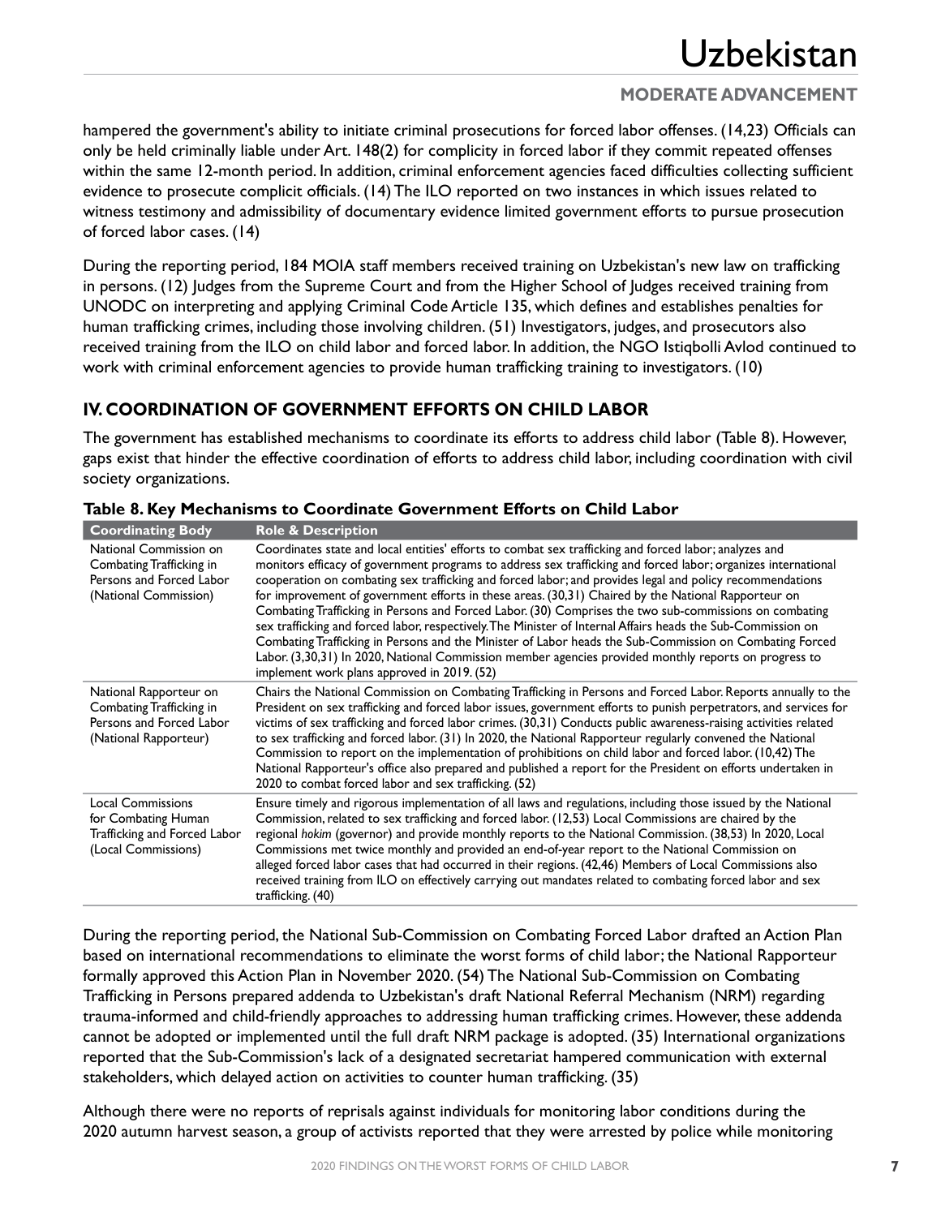hampered the government's ability to initiate criminal prosecutions for forced labor offenses. (14,23) Officials can only be held criminally liable under Art. 148(2) for complicity in forced labor if they commit repeated offenses within the same 12-month period. In addition, criminal enforcement agencies faced difficulties collecting sufficient evidence to prosecute complicit officials. (14) The ILO reported on two instances in which issues related to witness testimony and admissibility of documentary evidence limited government efforts to pursue prosecution of forced labor cases. (14)

During the reporting period, 184 MOIA staff members received training on Uzbekistan's new law on trafficking in persons. (12) Judges from the Supreme Court and from the Higher School of Judges received training from UNODC on interpreting and applying Criminal Code Article 135, which defines and establishes penalties for human trafficking crimes, including those involving children. (51) Investigators, judges, and prosecutors also received training from the ILO on child labor and forced labor. In addition, the NGO Istiqbolli Avlod continued to work with criminal enforcement agencies to provide human trafficking training to investigators. (10)

## IV. COORDINATION OF GOVERNMENT EFFORTS ON CHILD LABOR

The government has established mechanisms to coordinate its efforts to address child labor (Table 8). However, gaps exist that hinder the effective coordination of efforts to address child labor, including coordination with civil society organizations.

**Table 8. Key Mechanisms to Coordinate Government Efforts on Child Labor**

| Coordinating Body | Role & Description |
|---|---|
| National Commission on Combating Trafficking in Persons and Forced Labor (National Commission) | Coordinates state and local entities' efforts to combat sex trafficking and forced labor; analyzes and monitors efficacy of government programs to address sex trafficking and forced labor; organizes international cooperation on combating sex trafficking and forced labor; and provides legal and policy recommendations for improvement of government efforts in these areas. (30,31) Chaired by the National Rapporteur on Combating Trafficking in Persons and Forced Labor. (30) Comprises the two sub-commissions on combating sex trafficking and forced labor, respectively. The Minister of Internal Affairs heads the Sub-Commission on Combating Trafficking in Persons and the Minister of Labor heads the Sub-Commission on Combating Forced Labor. (3,30,31) In 2020, National Commission member agencies provided monthly reports on progress to implement work plans approved in 2019. (52) |
| National Rapporteur on Combating Trafficking in Persons and Forced Labor (National Rapporteur) | Chairs the National Commission on Combating Trafficking in Persons and Forced Labor. Reports annually to the President on sex trafficking and forced labor issues, government efforts to punish perpetrators, and services for victims of sex trafficking and forced labor crimes. (30,31) Conducts public awareness-raising activities related to sex trafficking and forced labor. (31) In 2020, the National Rapporteur regularly convened the National Commission to report on the implementation of prohibitions on child labor and forced labor. (10,42) The National Rapporteur's office also prepared and published a report for the President on efforts undertaken in 2020 to combat forced labor and sex trafficking. (52) |
| Local Commissions for Combating Human Trafficking and Forced Labor (Local Commissions) | Ensure timely and rigorous implementation of all laws and regulations, including those issued by the National Commission, related to sex trafficking and forced labor. (12,53) Local Commissions are chaired by the regional *hokim* (governor) and provide monthly reports to the National Commission. (38,53) In 2020, Local Commissions met twice monthly and provided an end-of-year report to the National Commission on alleged forced labor cases that had occurred in their regions. (42,46) Members of Local Commissions also received training from ILO on effectively carrying out mandates related to combating forced labor and sex trafficking. (40) |

During the reporting period, the National Sub-Commission on Combating Forced Labor drafted an Action Plan based on international recommendations to eliminate the worst forms of child labor; the National Rapporteur formally approved this Action Plan in November 2020. (54) The National Sub-Commission on Combating Trafficking in Persons prepared addenda to Uzbekistan's draft National Referral Mechanism (NRM) regarding trauma-informed and child-friendly approaches to addressing human trafficking crimes. However, these addenda cannot be adopted or implemented until the full draft NRM package is adopted. (35) International organizations reported that the Sub-Commission's lack of a designated secretariat hampered communication with external stakeholders, which delayed action on activities to counter human trafficking. (35)

Although there were no reports of reprisals against individuals for monitoring labor conditions during the 2020 autumn harvest season, a group of activists reported that they were arrested by police while monitoring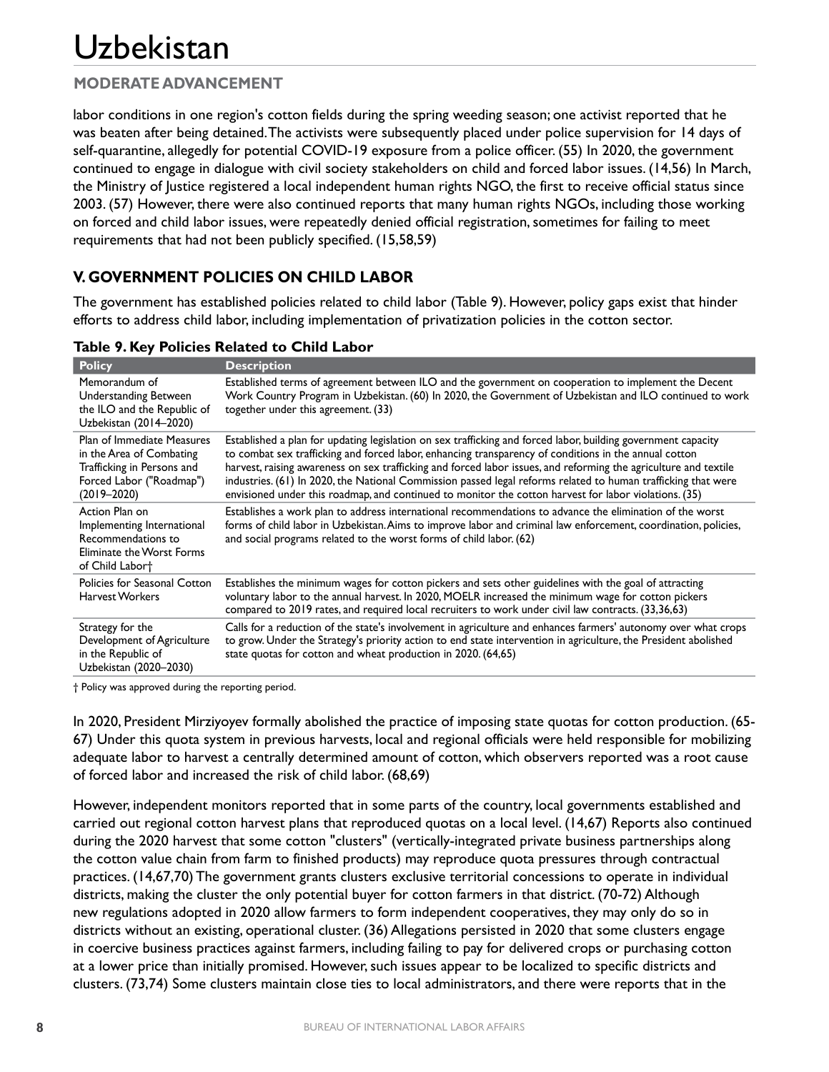labor conditions in one region's cotton fields during the spring weeding season; one activist reported that he was beaten after being detained. The activists were subsequently placed under police supervision for 14 days of self-quarantine, allegedly for potential COVID-19 exposure from a police officer. (55) In 2020, the government continued to engage in dialogue with civil society stakeholders on child and forced labor issues. (14,56) In March, the Ministry of Justice registered a local independent human rights NGO, the first to receive official status since 2003. (57) However, there were also continued reports that many human rights NGOs, including those working on forced and child labor issues, were repeatedly denied official registration, sometimes for failing to meet requirements that had not been publicly specified. (15,58,59)

## V. GOVERNMENT POLICIES ON CHILD LABOR

The government has established policies related to child labor (Table 9). However, policy gaps exist that hinder efforts to address child labor, including implementation of privatization policies in the cotton sector.

**Table 9. Key Policies Related to Child Labor**

| Policy | Description |
|---|---|
| Memorandum of Understanding Between the ILO and the Republic of Uzbekistan (2014–2020) | Established terms of agreement between ILO and the government on cooperation to implement the Decent Work Country Program in Uzbekistan. (60) In 2020, the Government of Uzbekistan and ILO continued to work together under this agreement. (33) |
| Plan of Immediate Measures in the Area of Combating Trafficking in Persons and Forced Labor ("Roadmap") (2019–2020) | Established a plan for updating legislation on sex trafficking and forced labor, building government capacity to combat sex trafficking and forced labor, enhancing transparency of conditions in the annual cotton harvest, raising awareness on sex trafficking and forced labor issues, and reforming the agriculture and textile industries. (61) In 2020, the National Commission passed legal reforms related to human trafficking that were envisioned under this roadmap, and continued to monitor the cotton harvest for labor violations. (35) |
| Action Plan on Implementing International Recommendations to Eliminate the Worst Forms of Child Labor† | Establishes a work plan to address international recommendations to advance the elimination of the worst forms of child labor in Uzbekistan. Aims to improve labor and criminal law enforcement, coordination, policies, and social programs related to the worst forms of child labor. (62) |
| Policies for Seasonal Cotton Harvest Workers | Establishes the minimum wages for cotton pickers and sets other guidelines with the goal of attracting voluntary labor to the annual harvest. In 2020, MOELR increased the minimum wage for cotton pickers compared to 2019 rates, and required local recruiters to work under civil law contracts. (33,36,63) |
| Strategy for the Development of Agriculture in the Republic of Uzbekistan (2020–2030) | Calls for a reduction of the state's involvement in agriculture and enhances farmers' autonomy over what crops to grow. Under the Strategy's priority action to end state intervention in agriculture, the President abolished state quotas for cotton and wheat production in 2020. (64,65) |

† Policy was approved during the reporting period.

In 2020, President Mirziyoyev formally abolished the practice of imposing state quotas for cotton production. (65-67) Under this quota system in previous harvests, local and regional officials were held responsible for mobilizing adequate labor to harvest a centrally determined amount of cotton, which observers reported was a root cause of forced labor and increased the risk of child labor. (68,69)

However, independent monitors reported that in some parts of the country, local governments established and carried out regional cotton harvest plans that reproduced quotas on a local level. (14,67) Reports also continued during the 2020 harvest that some cotton "clusters" (vertically-integrated private business partnerships along the cotton value chain from farm to finished products) may reproduce quota pressures through contractual practices. (14,67,70) The government grants clusters exclusive territorial concessions to operate in individual districts, making the cluster the only potential buyer for cotton farmers in that district. (70-72) Although new regulations adopted in 2020 allow farmers to form independent cooperatives, they may only do so in districts without an existing, operational cluster. (36) Allegations persisted in 2020 that some clusters engage in coercive business practices against farmers, including failing to pay for delivered crops or purchasing cotton at a lower price than initially promised. However, such issues appear to be localized to specific districts and clusters. (73,74) Some clusters maintain close ties to local administrators, and there were reports that in the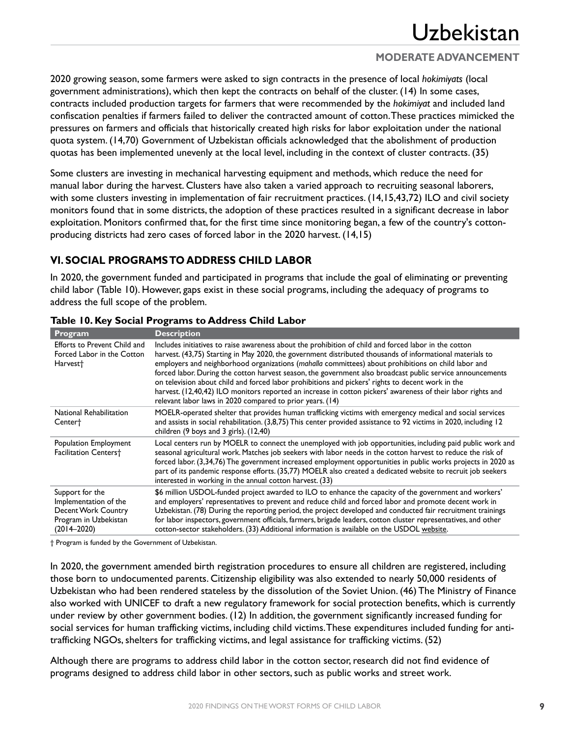2020 growing season, some farmers were asked to sign contracts in the presence of local *hokimiyats* (local government administrations), which then kept the contracts on behalf of the cluster. (14) In some cases, contracts included production targets for farmers that were recommended by the *hokimiyat* and included land confiscation penalties if farmers failed to deliver the contracted amount of cotton. These practices mimicked the pressures on farmers and officials that historically created high risks for labor exploitation under the national quota system. (14,70) Government of Uzbekistan officials acknowledged that the abolishment of production quotas has been implemented unevenly at the local level, including in the context of cluster contracts. (35)

Some clusters are investing in mechanical harvesting equipment and methods, which reduce the need for manual labor during the harvest. Clusters have also taken a varied approach to recruiting seasonal laborers, with some clusters investing in implementation of fair recruitment practices. (14,15,43,72) ILO and civil society monitors found that in some districts, the adoption of these practices resulted in a significant decrease in labor exploitation. Monitors confirmed that, for the first time since monitoring began, a few of the country's cotton-producing districts had zero cases of forced labor in the 2020 harvest. (14,15)

## VI. SOCIAL PROGRAMS TO ADDRESS CHILD LABOR

In 2020, the government funded and participated in programs that include the goal of eliminating or preventing child labor (Table 10). However, gaps exist in these social programs, including the adequacy of programs to address the full scope of the problem.

**Table 10. Key Social Programs to Address Child Labor**

| Program | Description |
|---|---|
| Efforts to Prevent Child and Forced Labor in the Cotton Harvest† | Includes initiatives to raise awareness about the prohibition of child and forced labor in the cotton harvest. (43,75) Starting in May 2020, the government distributed thousands of informational materials to employers and neighborhood organizations (*mahalla* committees) about prohibitions on child labor and forced labor. During the cotton harvest season, the government also broadcast public service announcements on television about child and forced labor prohibitions and pickers' rights to decent work in the harvest. (12,40,42) ILO monitors reported an increase in cotton pickers' awareness of their labor rights and relevant labor laws in 2020 compared to prior years. (14) |
| National Rehabilitation Center† | MOELR-operated shelter that provides human trafficking victims with emergency medical and social services and assists in social rehabilitation. (3,8,75) This center provided assistance to 92 victims in 2020, including 12 children (9 boys and 3 girls). (12,40) |
| Population Employment Facilitation Centers† | Local centers run by MOELR to connect the unemployed with job opportunities, including paid public work and seasonal agricultural work. Matches job seekers with labor needs in the cotton harvest to reduce the risk of forced labor. (3,34,76) The government increased employment opportunities in public works projects in 2020 as part of its pandemic response efforts. (35,77) MOELR also created a dedicated website to recruit job seekers interested in working in the annual cotton harvest. (33) |
| Support for the Implementation of the Decent Work Country Program in Uzbekistan (2014–2020) | $6 million USDOL-funded project awarded to ILO to enhance the capacity of the government and workers' and employers' representatives to prevent and reduce child and forced labor and promote decent work in Uzbekistan. (78) During the reporting period, the project developed and conducted fair recruitment trainings for labor inspectors, government officials, farmers, brigade leaders, cotton cluster representatives, and other cotton-sector stakeholders. (33) Additional information is available on the USDOL website. |

† Program is funded by the Government of Uzbekistan.

In 2020, the government amended birth registration procedures to ensure all children are registered, including those born to undocumented parents. Citizenship eligibility was also extended to nearly 50,000 residents of Uzbekistan who had been rendered stateless by the dissolution of the Soviet Union. (46) The Ministry of Finance also worked with UNICEF to draft a new regulatory framework for social protection benefits, which is currently under review by other government bodies. (12) In addition, the government significantly increased funding for social services for human trafficking victims, including child victims. These expenditures included funding for anti-trafficking NGOs, shelters for trafficking victims, and legal assistance for trafficking victims. (52)

Although there are programs to address child labor in the cotton sector, research did not find evidence of programs designed to address child labor in other sectors, such as public works and street work.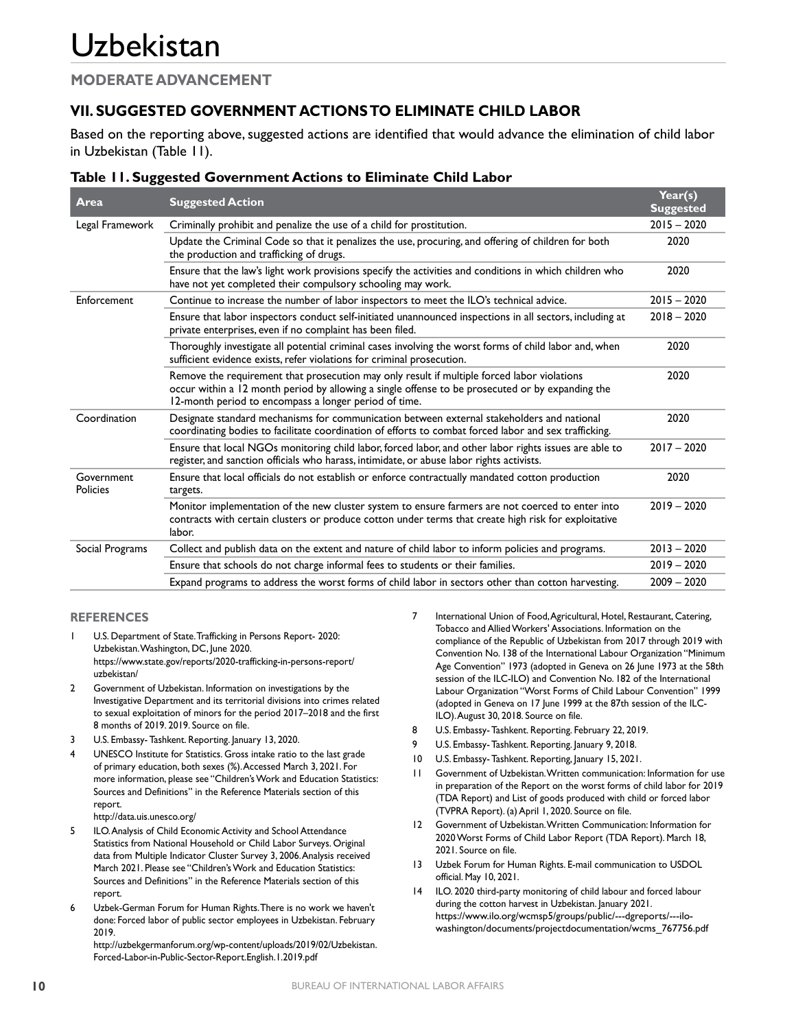# Uzbekistan

## MODERATE ADVANCEMENT

## VII. SUGGESTED GOVERNMENT ACTIONS TO ELIMINATE CHILD LABOR

Based on the reporting above, suggested actions are identified that would advance the elimination of child labor in Uzbekistan (Table 11).

### Table 11. Suggested Government Actions to Eliminate Child Labor

| Area | Suggested Action | Year(s) Suggested |
|---|---|---|
| Legal Framework | Criminally prohibit and penalize the use of a child for prostitution. | 2015 – 2020 |
| | Update the Criminal Code so that it penalizes the use, procuring, and offering of children for both the production and trafficking of drugs. | 2020 |
| | Ensure that the law's light work provisions specify the activities and conditions in which children who have not yet completed their compulsory schooling may work. | 2020 |
| Enforcement | Continue to increase the number of labor inspectors to meet the ILO's technical advice. | 2015 – 2020 |
| | Ensure that labor inspectors conduct self-initiated unannounced inspections in all sectors, including at private enterprises, even if no complaint has been filed. | 2018 – 2020 |
| | Thoroughly investigate all potential criminal cases involving the worst forms of child labor and, when sufficient evidence exists, refer violations for criminal prosecution. | 2020 |
| | Remove the requirement that prosecution may only result if multiple forced labor violations occur within a 12 month period by allowing a single offense to be prosecuted or by expanding the 12-month period to encompass a longer period of time. | 2020 |
| Coordination | Designate standard mechanisms for communication between external stakeholders and national coordinating bodies to facilitate coordination of efforts to combat forced labor and sex trafficking. | 2020 |
| | Ensure that local NGOs monitoring child labor, forced labor, and other labor rights issues are able to register, and sanction officials who harass, intimidate, or abuse labor rights activists. | 2017 – 2020 |
| Government Policies | Ensure that local officials do not establish or enforce contractually mandated cotton production targets. | 2020 |
| | Monitor implementation of the new cluster system to ensure farmers are not coerced to enter into contracts with certain clusters or produce cotton under terms that create high risk for exploitative labor. | 2019 – 2020 |
| Social Programs | Collect and publish data on the extent and nature of child labor to inform policies and programs. | 2013 – 2020 |
| | Ensure that schools do not charge informal fees to students or their families. | 2019 – 2020 |
| | Expand programs to address the worst forms of child labor in sectors other than cotton harvesting. | 2009 – 2020 |

## REFERENCES

1. U.S. Department of State. Trafficking in Persons Report- 2020: Uzbekistan. Washington, DC, June 2020. https://www.state.gov/reports/2020-trafficking-in-persons-report/uzbekistan/
2. Government of Uzbekistan. Information on investigations by the Investigative Department and its territorial divisions into crimes related to sexual exploitation of minors for the period 2017–2018 and the first 8 months of 2019. 2019. Source on file.
3. U.S. Embassy- Tashkent. Reporting. January 13, 2020.
4. UNESCO Institute for Statistics. Gross intake ratio to the last grade of primary education, both sexes (%). Accessed March 3, 2021. For more information, please see "Children's Work and Education Statistics: Sources and Definitions" in the Reference Materials section of this report. http://data.uis.unesco.org/
5. ILO. Analysis of Child Economic Activity and School Attendance Statistics from National Household or Child Labor Surveys. Original data from Multiple Indicator Cluster Survey 3, 2006. Analysis received March 2021. Please see "Children's Work and Education Statistics: Sources and Definitions" in the Reference Materials section of this report.
6. Uzbek-German Forum for Human Rights. There is no work we haven't done: Forced labor of public sector employees in Uzbekistan. February 2019. http://uzbekgermanforum.org/wp-content/uploads/2019/02/Uzbekistan.Forced-Labor-in-Public-Sector-Report.English.1.2019.pdf
7. International Union of Food, Agricultural, Hotel, Restaurant, Catering, Tobacco and Allied Workers' Associations. Information on the compliance of the Republic of Uzbekistan from 2017 through 2019 with Convention No. 138 of the International Labour Organization "Minimum Age Convention" 1973 (adopted in Geneva on 26 June 1973 at the 58th session of the ILC-ILO) and Convention No. 182 of the International Labour Organization "Worst Forms of Child Labour Convention" 1999 (adopted in Geneva on 17 June 1999 at the 87th session of the ILC-ILO). August 30, 2018. Source on file.
8. U.S. Embassy- Tashkent. Reporting. February 22, 2019.
9. U.S. Embassy- Tashkent. Reporting. January 9, 2018.
10. U.S. Embassy- Tashkent. Reporting, January 15, 2021.
11. Government of Uzbekistan. Written communication: Information for use in preparation of the Report on the worst forms of child labor for 2019 (TDA Report) and List of goods produced with child or forced labor (TVPRA Report). (a) April 1, 2020. Source on file.
12. Government of Uzbekistan. Written Communication: Information for 2020 Worst Forms of Child Labor Report (TDA Report). March 18, 2021. Source on file.
13. Uzbek Forum for Human Rights. E-mail communication to USDOL official. May 10, 2021.
14. ILO. 2020 third-party monitoring of child labour and forced labour during the cotton harvest in Uzbekistan. January 2021. https://www.ilo.org/wcmsp5/groups/public/---dgreports/---ilo-washington/documents/projectdocumentation/wcms_767756.pdf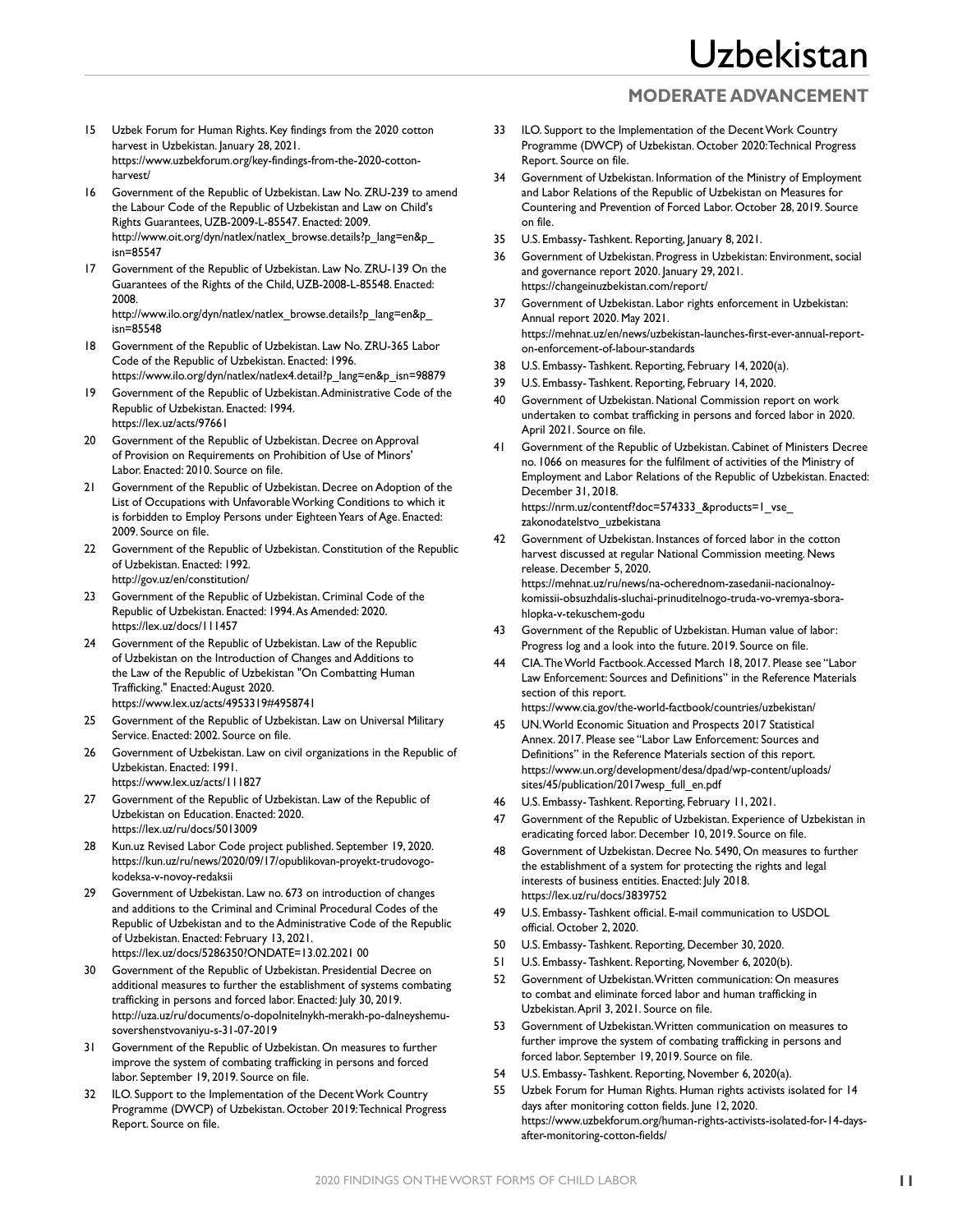15 Uzbek Forum for Human Rights. Key findings from the 2020 cotton harvest in Uzbekistan. January 28, 2021. https://www.uzbekforum.org/key-findings-from-the-2020-cotton-harvest/
16 Government of the Republic of Uzbekistan. Law No. ZRU-239 to amend the Labour Code of the Republic of Uzbekistan and Law on Child's Rights Guarantees, UZB-2009-L-85547. Enacted: 2009. http://www.oit.org/dyn/natlex/natlex_browse.details?p_lang=en&p_isn=85547
17 Government of the Republic of Uzbekistan. Law No. ZRU-139 On the Guarantees of the Rights of the Child, UZB-2008-L-85548. Enacted: 2008. http://www.ilo.org/dyn/natlex/natlex_browse.details?p_lang=en&p_isn=85548
18 Government of the Republic of Uzbekistan. Law No. ZRU-365 Labor Code of the Republic of Uzbekistan. Enacted: 1996. https://www.ilo.org/dyn/natlex/natlex4.detail?p_lang=en&p_isn=98879
19 Government of the Republic of Uzbekistan. Administrative Code of the Republic of Uzbekistan. Enacted: 1994. https://lex.uz/acts/97661
20 Government of the Republic of Uzbekistan. Decree on Approval of Provision on Requirements on Prohibition of Use of Minors' Labor. Enacted: 2010. Source on file.
21 Government of the Republic of Uzbekistan. Decree on Adoption of the List of Occupations with Unfavorable Working Conditions to which it is forbidden to Employ Persons under Eighteen Years of Age. Enacted: 2009. Source on file.
22 Government of the Republic of Uzbekistan. Constitution of the Republic of Uzbekistan. Enacted: 1992. http://gov.uz/en/constitution/
23 Government of the Republic of Uzbekistan. Criminal Code of the Republic of Uzbekistan. Enacted: 1994. As Amended: 2020. https://lex.uz/docs/111457
24 Government of the Republic of Uzbekistan. Law of the Republic of Uzbekistan on the Introduction of Changes and Additions to the Law of the Republic of Uzbekistan "On Combatting Human Trafficking." Enacted: August 2020. https://www.lex.uz/acts/4953319#4958741
25 Government of the Republic of Uzbekistan. Law on Universal Military Service. Enacted: 2002. Source on file.
26 Government of Uzbekistan. Law on civil organizations in the Republic of Uzbekistan. Enacted: 1991. https://www.lex.uz/acts/111827
27 Government of the Republic of Uzbekistan. Law of the Republic of Uzbekistan on Education. Enacted: 2020. https://lex.uz/ru/docs/5013009
28 Kun.uz Revised Labor Code project published. September 19, 2020. https://kun.uz/ru/news/2020/09/17/opublikovan-proyekt-trudovogo-kodeksa-v-novoy-redaksii
29 Government of Uzbekistan. Law no. 673 on introduction of changes and additions to the Criminal and Criminal Procedural Codes of the Republic of Uzbekistan and to the Administrative Code of the Republic of Uzbekistan. Enacted: February 13, 2021. https://lex.uz/docs/5286350?ONDATE=13.02.2021 00
30 Government of the Republic of Uzbekistan. Presidential Decree on additional measures to further the establishment of systems combating trafficking in persons and forced labor. Enacted: July 30, 2019. http://uza.uz/ru/documents/o-dopolnitelnykh-merakh-po-dalneyshemu-sovershenstvovaniyu-s-31-07-2019
31 Government of the Republic of Uzbekistan. On measures to further improve the system of combating trafficking in persons and forced labor. September 19, 2019. Source on file.
32 ILO. Support to the Implementation of the Decent Work Country Programme (DWCP) of Uzbekistan. October 2019: Technical Progress Report. Source on file.
33 ILO. Support to the Implementation of the Decent Work Country Programme (DWCP) of Uzbekistan. October 2020: Technical Progress Report. Source on file.
34 Government of Uzbekistan. Information of the Ministry of Employment and Labor Relations of the Republic of Uzbekistan on Measures for Countering and Prevention of Forced Labor. October 28, 2019. Source on file.
35 U.S. Embassy- Tashkent. Reporting, January 8, 2021.
36 Government of Uzbekistan. Progress in Uzbekistan: Environment, social and governance report 2020. January 29, 2021. https://changeinuzbekistan.com/report/
37 Government of Uzbekistan. Labor rights enforcement in Uzbekistan: Annual report 2020. May 2021. https://mehnat.uz/en/news/uzbekistan-launches-first-ever-annual-report-on-enforcement-of-labour-standards
38 U.S. Embassy- Tashkent. Reporting, February 14, 2020(a).
39 U.S. Embassy- Tashkent. Reporting, February 14, 2020.
40 Government of Uzbekistan. National Commission report on work undertaken to combat trafficking in persons and forced labor in 2020. April 2021. Source on file.
41 Government of the Republic of Uzbekistan. Cabinet of Ministers Decree no. 1066 on measures for the fulfilment of activities of the Ministry of Employment and Labor Relations of the Republic of Uzbekistan. Enacted: December 31, 2018. https://nrm.uz/contentf?doc=574333_&products=1_vse_zakonodatelstvo_uzbekistana
42 Government of Uzbekistan. Instances of forced labor in the cotton harvest discussed at regular National Commission meeting. News release. December 5, 2020. https://mehnat.uz/ru/news/na-ocherednom-zasedanii-nacionalnoy-komissii-obsuzhdalis-sluchai-prinuditelnogo-truda-vo-vremya-sbora-hlopka-v-tekuschem-godu
43 Government of the Republic of Uzbekistan. Human value of labor: Progress log and a look into the future. 2019. Source on file.
44 CIA. The World Factbook. Accessed March 18, 2017. Please see "Labor Law Enforcement: Sources and Definitions" in the Reference Materials section of this report. https://www.cia.gov/the-world-factbook/countries/uzbekistan/
45 UN. World Economic Situation and Prospects 2017 Statistical Annex. 2017. Please see "Labor Law Enforcement: Sources and Definitions" in the Reference Materials section of this report. https://www.un.org/development/desa/dpad/wp-content/uploads/sites/45/publication/2017wesp_full_en.pdf
46 U.S. Embassy- Tashkent. Reporting, February 11, 2021.
47 Government of the Republic of Uzbekistan. Experience of Uzbekistan in eradicating forced labor. December 10, 2019. Source on file.
48 Government of Uzbekistan. Decree No. 5490, On measures to further the establishment of a system for protecting the rights and legal interests of business entities. Enacted: July 2018. https://lex.uz/ru/docs/3839752
49 U.S. Embassy- Tashkent official. E-mail communication to USDOL official. October 2, 2020.
50 U.S. Embassy- Tashkent. Reporting, December 30, 2020.
51 U.S. Embassy- Tashkent. Reporting, November 6, 2020(b).
52 Government of Uzbekistan. Written communication: On measures to combat and eliminate forced labor and human trafficking in Uzbekistan. April 3, 2021. Source on file.
53 Government of Uzbekistan. Written communication on measures to further improve the system of combating trafficking in persons and forced labor. September 19, 2019. Source on file.
54 U.S. Embassy- Tashkent. Reporting, November 6, 2020(a).
55 Uzbek Forum for Human Rights. Human rights activists isolated for 14 days after monitoring cotton fields. June 12, 2020. https://www.uzbekforum.org/human-rights-activists-isolated-for-14-days-after-monitoring-cotton-fields/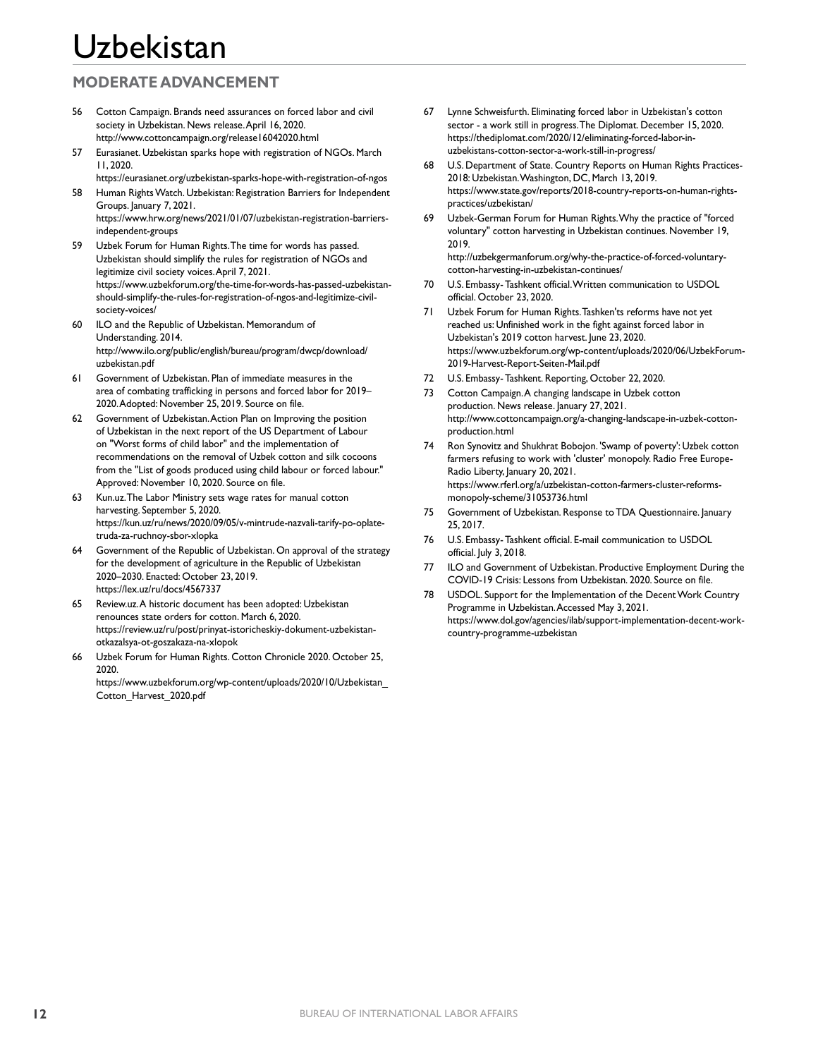# Uzbekistan

## MODERATE ADVANCEMENT

56 Cotton Campaign. Brands need assurances on forced labor and civil society in Uzbekistan. News release. April 16, 2020. http://www.cottoncampaign.org/release16042020.html

57 Eurasianet. Uzbekistan sparks hope with registration of NGOs. March 11, 2020. https://eurasianet.org/uzbekistan-sparks-hope-with-registration-of-ngos

58 Human Rights Watch. Uzbekistan: Registration Barriers for Independent Groups. January 7, 2021. https://www.hrw.org/news/2021/01/07/uzbekistan-registration-barriers-independent-groups

59 Uzbek Forum for Human Rights. The time for words has passed. Uzbekistan should simplify the rules for registration of NGOs and legitimize civil society voices. April 7, 2021. https://www.uzbekforum.org/the-time-for-words-has-passed-uzbekistan-should-simplify-the-rules-for-registration-of-ngos-and-legitimize-civil-society-voices/

60 ILO and the Republic of Uzbekistan. Memorandum of Understanding. 2014. http://www.ilo.org/public/english/bureau/program/dwcp/download/uzbekistan.pdf

61 Government of Uzbekistan. Plan of immediate measures in the area of combating trafficking in persons and forced labor for 2019–2020. Adopted: November 25, 2019. Source on file.

62 Government of Uzbekistan. Action Plan on Improving the position of Uzbekistan in the next report of the US Department of Labour on "Worst forms of child labor" and the implementation of recommendations on the removal of Uzbek cotton and silk cocoons from the "List of goods produced using child labour or forced labour." Approved: November 10, 2020. Source on file.

63 Kun.uz. The Labor Ministry sets wage rates for manual cotton harvesting. September 5, 2020. https://kun.uz/ru/news/2020/09/05/v-mintrude-nazvali-tarify-po-oplate-truda-za-ruchnoy-sbor-xlopka

64 Government of the Republic of Uzbekistan. On approval of the strategy for the development of agriculture in the Republic of Uzbekistan 2020–2030. Enacted: October 23, 2019. https://lex.uz/ru/docs/4567337

65 Review.uz. A historic document has been adopted: Uzbekistan renounces state orders for cotton. March 6, 2020. https://review.uz/ru/post/prinyat-istoricheskiy-dokument-uzbekistan-otkazalsya-ot-goszakaza-na-xlopok

66 Uzbek Forum for Human Rights. Cotton Chronicle 2020. October 25, 2020. https://www.uzbekforum.org/wp-content/uploads/2020/10/Uzbekistan_Cotton_Harvest_2020.pdf

67 Lynne Schweisfurth. Eliminating forced labor in Uzbekistan's cotton sector - a work still in progress. The Diplomat. December 15, 2020. https://thediplomat.com/2020/12/eliminating-forced-labor-in-uzbekistans-cotton-sector-a-work-still-in-progress/

68 U.S. Department of State. Country Reports on Human Rights Practices- 2018: Uzbekistan. Washington, DC, March 13, 2019. https://www.state.gov/reports/2018-country-reports-on-human-rights-practices/uzbekistan/

69 Uzbek-German Forum for Human Rights. Why the practice of "forced voluntary" cotton harvesting in Uzbekistan continues. November 19, 2019. http://uzbekgermanforum.org/why-the-practice-of-forced-voluntary-cotton-harvesting-in-uzbekistan-continues/

70 U.S. Embassy- Tashkent official. Written communication to USDOL official. October 23, 2020.

71 Uzbek Forum for Human Rights. Tashken'ts reforms have not yet reached us: Unfinished work in the fight against forced labor in Uzbekistan's 2019 cotton harvest. June 23, 2020. https://www.uzbekforum.org/wp-content/uploads/2020/06/UzbekForum-2019-Harvest-Report-Seiten-Mail.pdf

72 U.S. Embassy- Tashkent. Reporting, October 22, 2020.

73 Cotton Campaign. A changing landscape in Uzbek cotton production. News release. January 27, 2021. http://www.cottoncampaign.org/a-changing-landscape-in-uzbek-cotton-production.html

74 Ron Synovitz and Shukhrat Bobojon. 'Swamp of poverty': Uzbek cotton farmers refusing to work with 'cluster' monopoly. Radio Free Europe-Radio Liberty, January 20, 2021. https://www.rferl.org/a/uzbekistan-cotton-farmers-cluster-reforms-monopoly-scheme/31053736.html

75 Government of Uzbekistan. Response to TDA Questionnaire. January 25, 2017.

76 U.S. Embassy- Tashkent official. E-mail communication to USDOL official. July 3, 2018.

77 ILO and Government of Uzbekistan. Productive Employment During the COVID-19 Crisis: Lessons from Uzbekistan. 2020. Source on file.

78 USDOL. Support for the Implementation of the Decent Work Country Programme in Uzbekistan. Accessed May 3, 2021. https://www.dol.gov/agencies/ilab/support-implementation-decent-work-country-programme-uzbekistan